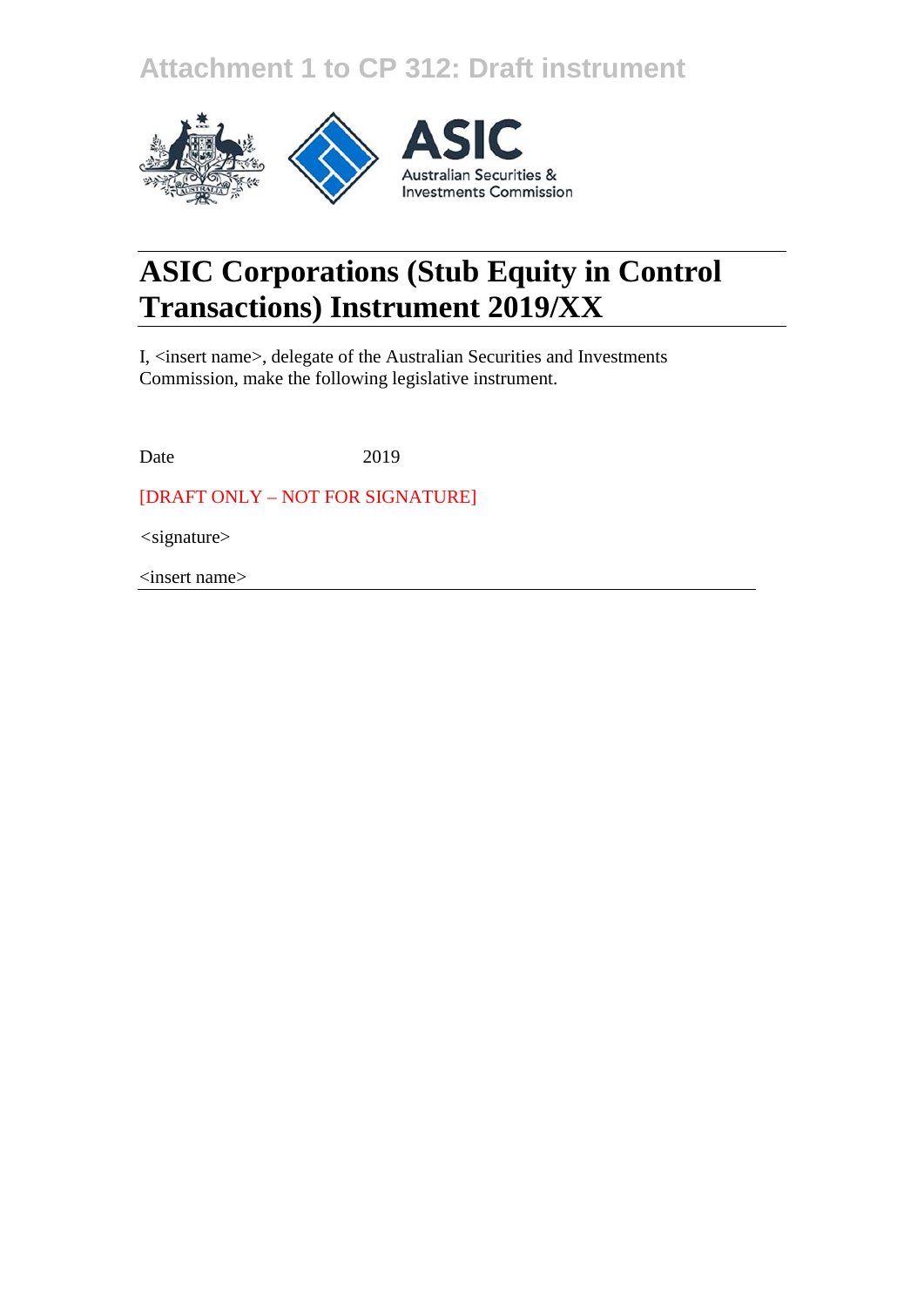Attachment 1 to CP 312: Draft instrument

# ASIC Corporations (Stub Equity in Control Transactions) Instrument 2019/XX

I, <insert name>, delegate of the Australian Securities and Investments Commission, make the following legislative instrument.

Date 2019

[DRAFT ONLY – NOT FOR SIGNATURE]

<signature>

<insert name>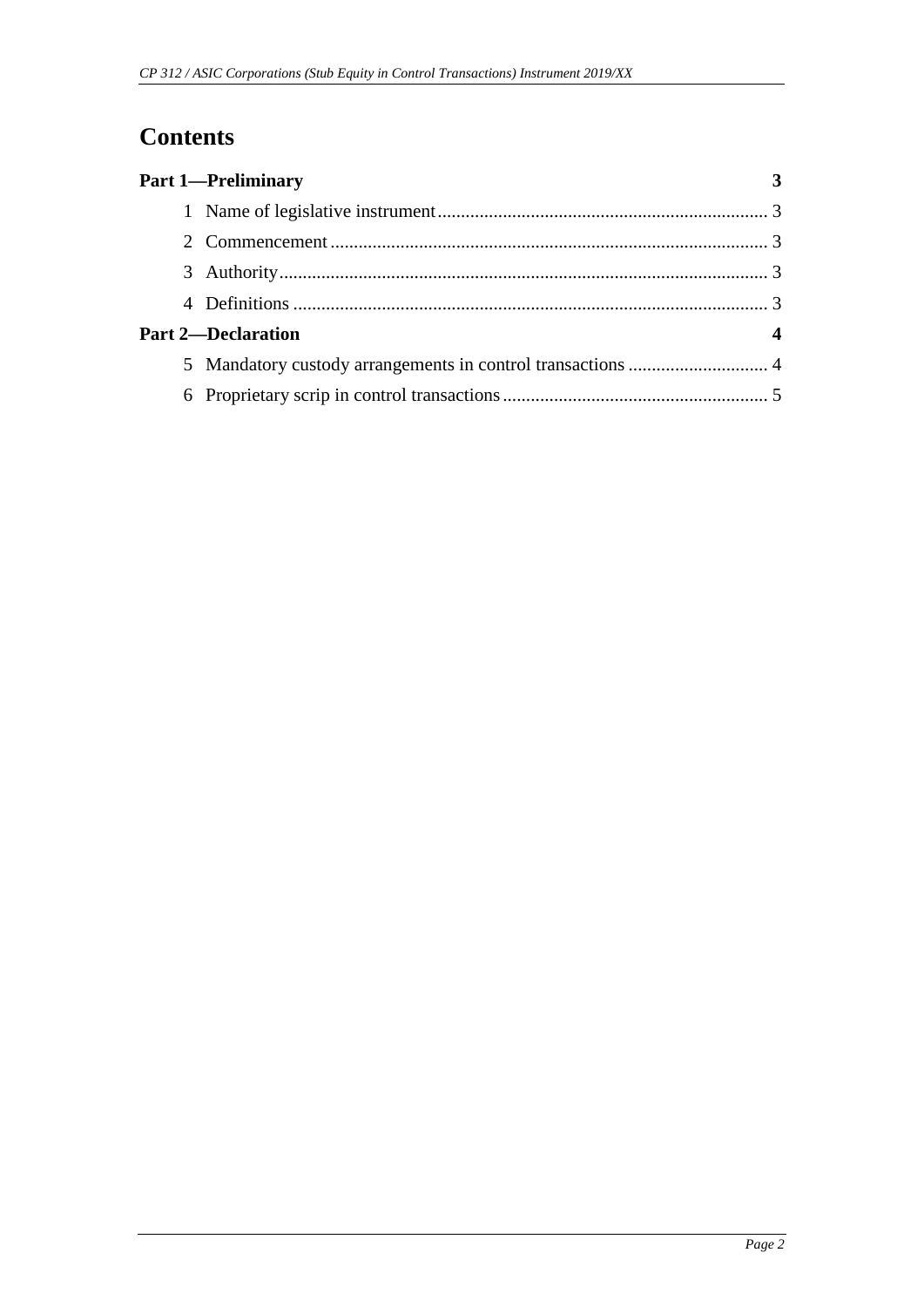# Contents

**Part 1—Preliminary** **3**

1 Name of legislative instrument ..................................................................... 3

2 Commencement ............................................................................................ 3

3 Authority ....................................................................................................... 3

4 Definitions .................................................................................................... 3

**Part 2—Declaration** **4**

5 Mandatory custody arrangements in control transactions ............................. 4

6 Proprietary scrip in control transactions ........................................................ 5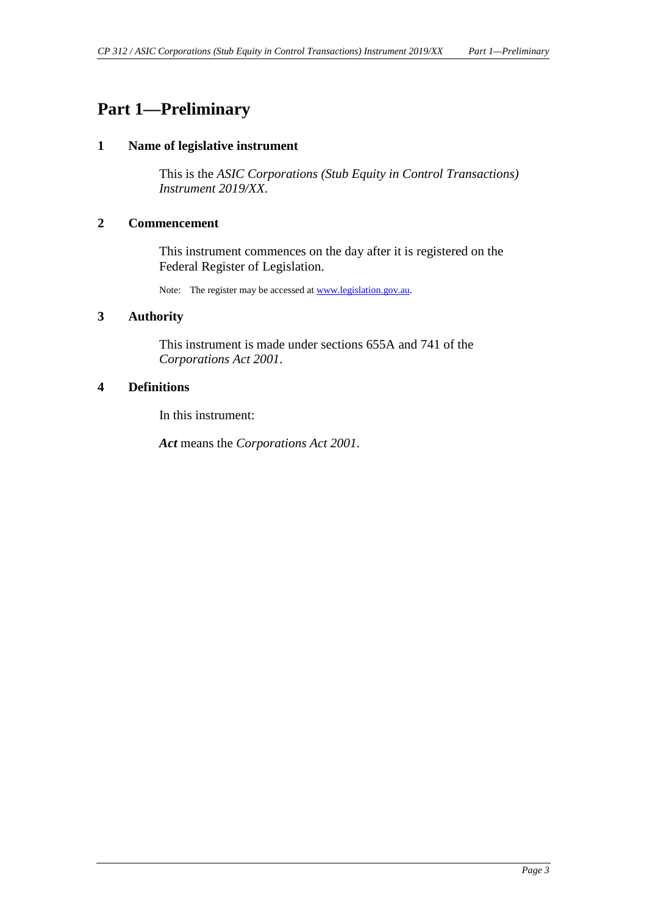# Part 1—Preliminary

## 1 Name of legislative instrument

This is the *ASIC Corporations (Stub Equity in Control Transactions) Instrument 2019/XX*.

## 2 Commencement

This instrument commences on the day after it is registered on the Federal Register of Legislation.

Note: The register may be accessed at www.legislation.gov.au.

## 3 Authority

This instrument is made under sections 655A and 741 of the *Corporations Act 2001*.

## 4 Definitions

In this instrument:

***Act*** means the *Corporations Act 2001*.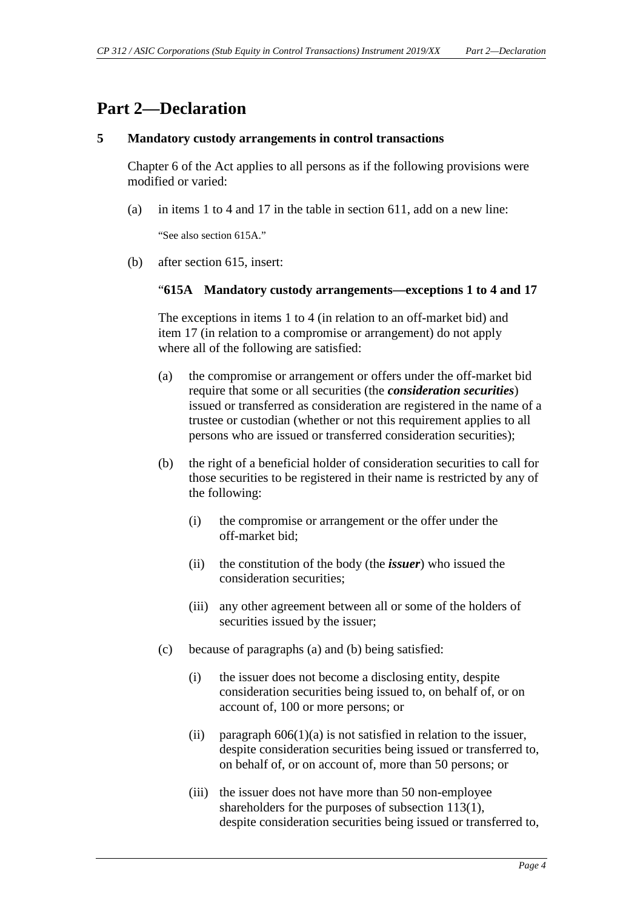# Part 2—Declaration

## 5 Mandatory custody arrangements in control transactions

Chapter 6 of the Act applies to all persons as if the following provisions were modified or varied:

(a) in items 1 to 4 and 17 in the table in section 611, add on a new line:

"See also section 615A."

(b) after section 615, insert:

"**615A Mandatory custody arrangements—exceptions 1 to 4 and 17**

The exceptions in items 1 to 4 (in relation to an off-market bid) and item 17 (in relation to a compromise or arrangement) do not apply where all of the following are satisfied:

(a) the compromise or arrangement or offers under the off-market bid require that some or all securities (the ***consideration securities***) issued or transferred as consideration are registered in the name of a trustee or custodian (whether or not this requirement applies to all persons who are issued or transferred consideration securities);

(b) the right of a beneficial holder of consideration securities to call for those securities to be registered in their name is restricted by any of the following:

(i) the compromise or arrangement or the offer under the off-market bid;

(ii) the constitution of the body (the ***issuer***) who issued the consideration securities;

(iii) any other agreement between all or some of the holders of securities issued by the issuer;

(c) because of paragraphs (a) and (b) being satisfied:

(i) the issuer does not become a disclosing entity, despite consideration securities being issued to, on behalf of, or on account of, 100 or more persons; or

(ii) paragraph 606(1)(a) is not satisfied in relation to the issuer, despite consideration securities being issued or transferred to, on behalf of, or on account of, more than 50 persons; or

(iii) the issuer does not have more than 50 non-employee shareholders for the purposes of subsection 113(1), despite consideration securities being issued or transferred to,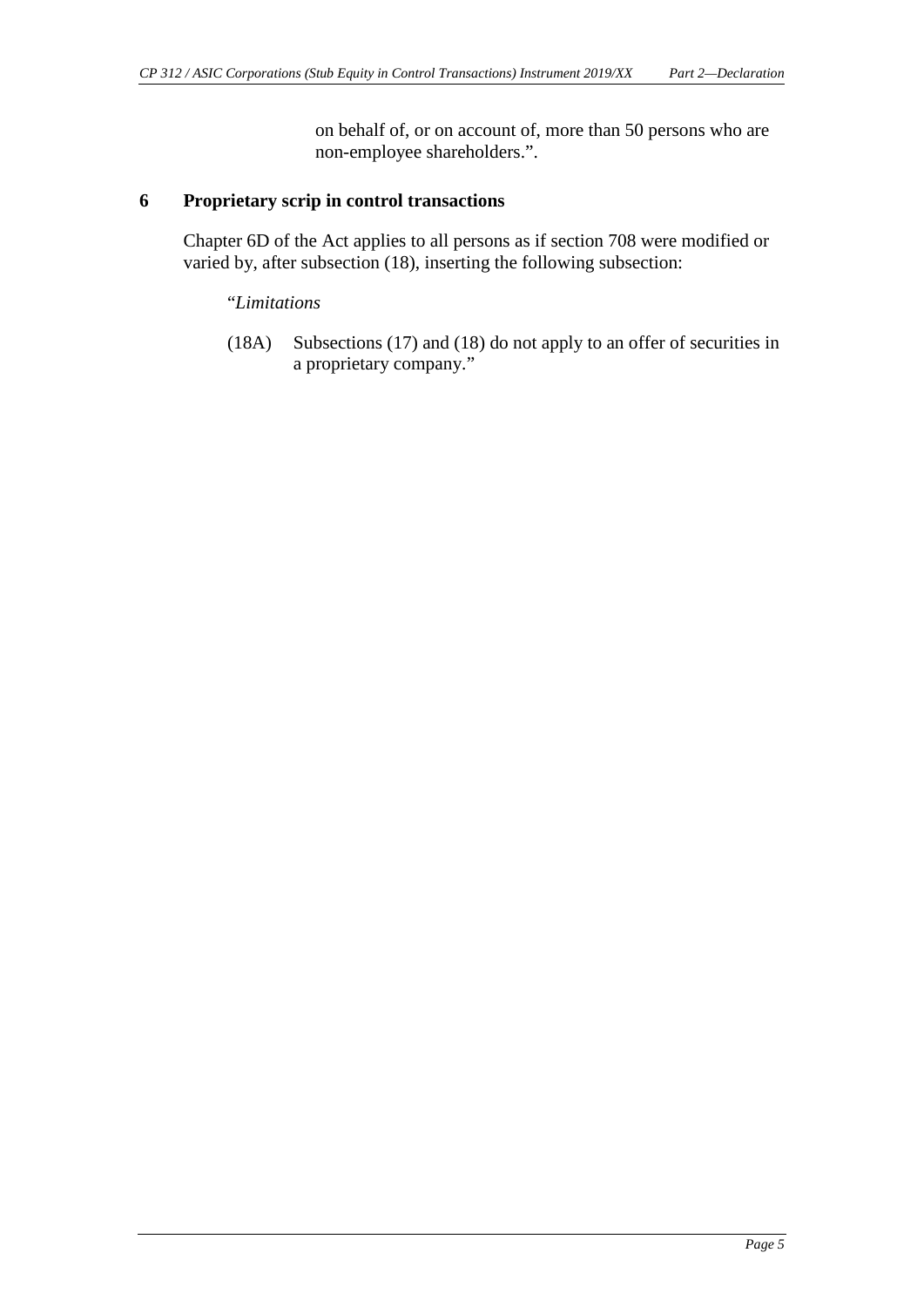on behalf of, or on account of, more than 50 persons who are non-employee shareholders.".

## 6 Proprietary scrip in control transactions

Chapter 6D of the Act applies to all persons as if section 708 were modified or varied by, after subsection (18), inserting the following subsection:

"*Limitations*

(18A) Subsections (17) and (18) do not apply to an offer of securities in a proprietary company."